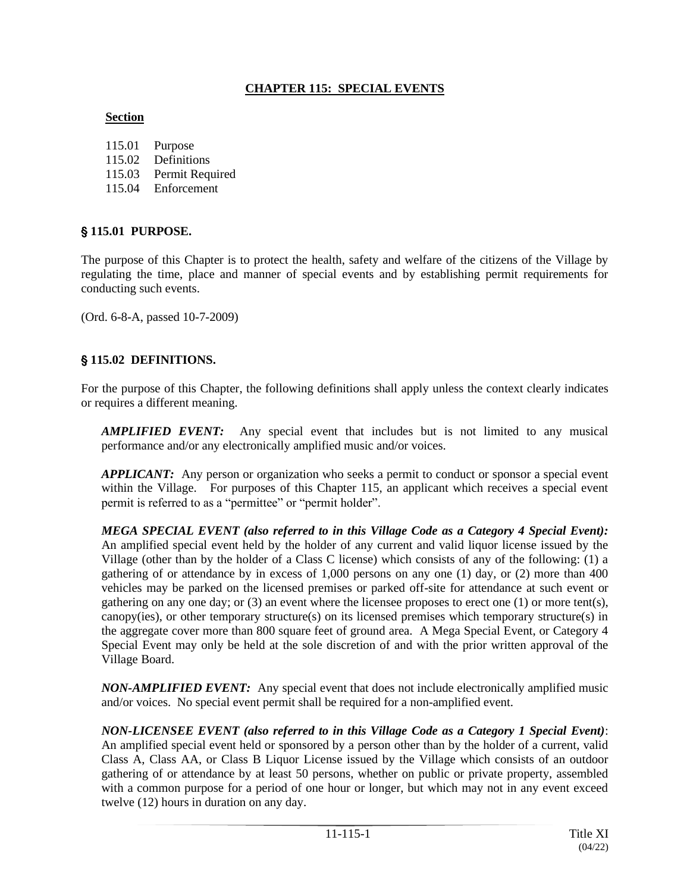# CHAPTER 115: SPECIAL EVENTS

**Section**

115.01 Purpose
115.02 Definitions
115.03 Permit Required
115.04 Enforcement

## § 115.01 PURPOSE.

The purpose of this Chapter is to protect the health, safety and welfare of the citizens of the Village by regulating the time, place and manner of special events and by establishing permit requirements for conducting such events.

(Ord. 6-8-A, passed 10-7-2009)

## § 115.02 DEFINITIONS.

For the purpose of this Chapter, the following definitions shall apply unless the context clearly indicates or requires a different meaning.

***AMPLIFIED EVENT:*** Any special event that includes but is not limited to any musical performance and/or any electronically amplified music and/or voices.

***APPLICANT:*** Any person or organization who seeks a permit to conduct or sponsor a special event within the Village. For purposes of this Chapter 115, an applicant which receives a special event permit is referred to as a "permittee" or "permit holder".

***MEGA SPECIAL EVENT (also referred to in this Village Code as a Category 4 Special Event):*** An amplified special event held by the holder of any current and valid liquor license issued by the Village (other than by the holder of a Class C license) which consists of any of the following: (1) a gathering of or attendance by in excess of 1,000 persons on any one (1) day, or (2) more than 400 vehicles may be parked on the licensed premises or parked off-site for attendance at such event or gathering on any one day; or (3) an event where the licensee proposes to erect one (1) or more tent(s), canopy(ies), or other temporary structure(s) on its licensed premises which temporary structure(s) in the aggregate cover more than 800 square feet of ground area. A Mega Special Event, or Category 4 Special Event may only be held at the sole discretion of and with the prior written approval of the Village Board.

***NON-AMPLIFIED EVENT:*** Any special event that does not include electronically amplified music and/or voices. No special event permit shall be required for a non-amplified event.

***NON-LICENSEE EVENT (also referred to in this Village Code as a Category 1 Special Event)***: An amplified special event held or sponsored by a person other than by the holder of a current, valid Class A, Class AA, or Class B Liquor License issued by the Village which consists of an outdoor gathering of or attendance by at least 50 persons, whether on public or private property, assembled with a common purpose for a period of one hour or longer, but which may not in any event exceed twelve (12) hours in duration on any day.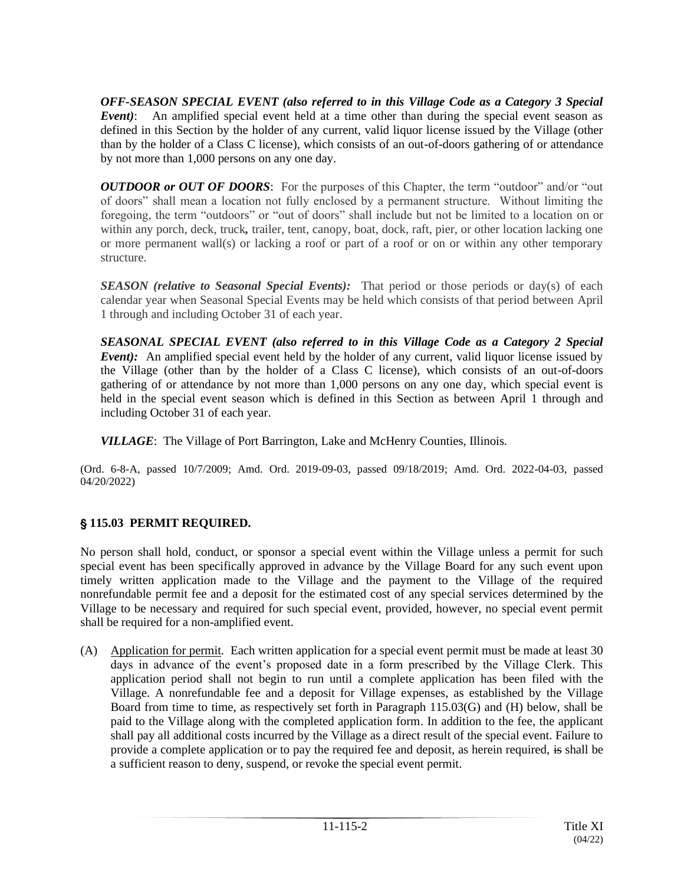***OFF-SEASON SPECIAL EVENT (also referred to in this Village Code as a Category 3 Special Event)***: An amplified special event held at a time other than during the special event season as defined in this Section by the holder of any current, valid liquor license issued by the Village (other than by the holder of a Class C license), which consists of an out-of-doors gathering of or attendance by not more than 1,000 persons on any one day.

***OUTDOOR or OUT OF DOORS***: For the purposes of this Chapter, the term "outdoor" and/or "out of doors" shall mean a location not fully enclosed by a permanent structure. Without limiting the foregoing, the term "outdoors" or "out of doors" shall include but not be limited to a location on or within any porch, deck, truck**,** trailer, tent, canopy, boat, dock, raft, pier, or other location lacking one or more permanent wall(s) or lacking a roof or part of a roof or on or within any other temporary structure.

***SEASON (relative to Seasonal Special Events):*** That period or those periods or day(s) of each calendar year when Seasonal Special Events may be held which consists of that period between April 1 through and including October 31 of each year.

***SEASONAL SPECIAL EVENT (also referred to in this Village Code as a Category 2 Special Event):*** An amplified special event held by the holder of any current, valid liquor license issued by the Village (other than by the holder of a Class C license), which consists of an out-of-doors gathering of or attendance by not more than 1,000 persons on any one day, which special event is held in the special event season which is defined in this Section as between April 1 through and including October 31 of each year.

***VILLAGE***: The Village of Port Barrington, Lake and McHenry Counties, Illinois.

(Ord. 6-8-A, passed 10/7/2009; Amd. Ord. 2019-09-03, passed 09/18/2019; Amd. Ord. 2022-04-03, passed 04/20/2022)

## § 115.03 PERMIT REQUIRED.

No person shall hold, conduct, or sponsor a special event within the Village unless a permit for such special event has been specifically approved in advance by the Village Board for any such event upon timely written application made to the Village and the payment to the Village of the required nonrefundable permit fee and a deposit for the estimated cost of any special services determined by the Village to be necessary and required for such special event, provided, however, no special event permit shall be required for a non-amplified event.

(A) Application for permit. Each written application for a special event permit must be made at least 30 days in advance of the event's proposed date in a form prescribed by the Village Clerk. This application period shall not begin to run until a complete application has been filed with the Village. A nonrefundable fee and a deposit for Village expenses, as established by the Village Board from time to time, as respectively set forth in Paragraph 115.03(G) and (H) below, shall be paid to the Village along with the completed application form. In addition to the fee, the applicant shall pay all additional costs incurred by the Village as a direct result of the special event. Failure to provide a complete application or to pay the required fee and deposit, as herein required, ~~is~~ shall be a sufficient reason to deny, suspend, or revoke the special event permit.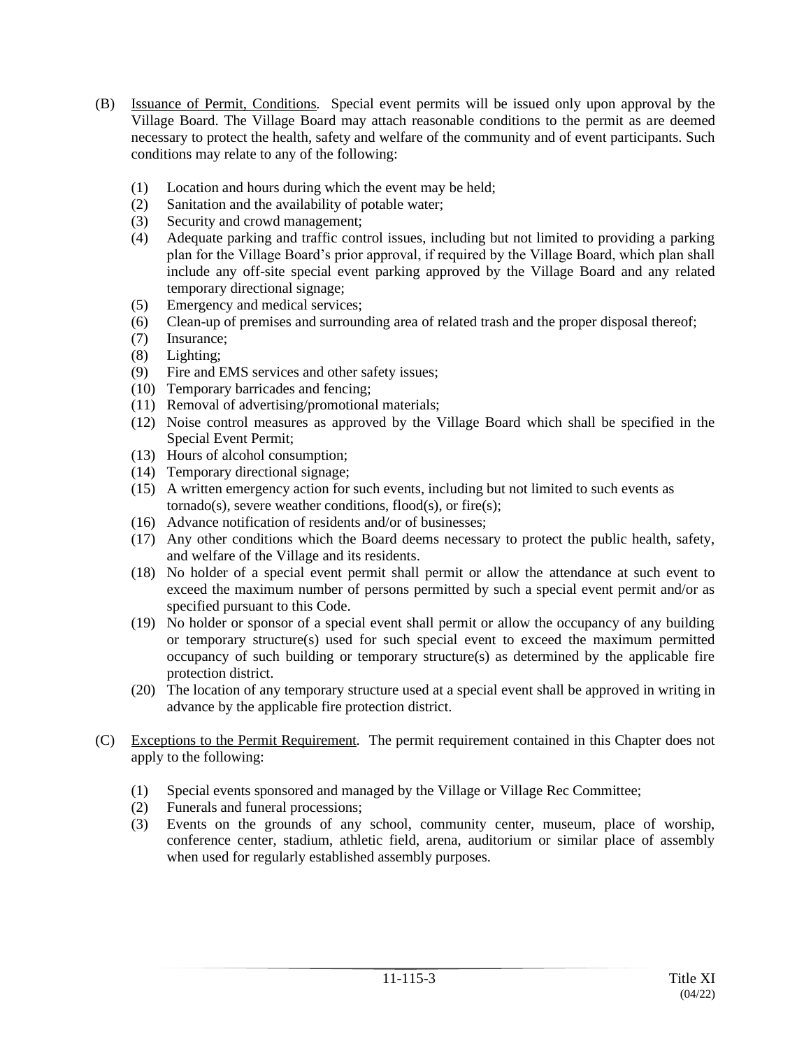(B) Issuance of Permit, Conditions. Special event permits will be issued only upon approval by the Village Board. The Village Board may attach reasonable conditions to the permit as are deemed necessary to protect the health, safety and welfare of the community and of event participants. Such conditions may relate to any of the following:

(1) Location and hours during which the event may be held;
(2) Sanitation and the availability of potable water;
(3) Security and crowd management;
(4) Adequate parking and traffic control issues, including but not limited to providing a parking plan for the Village Board's prior approval, if required by the Village Board, which plan shall include any off-site special event parking approved by the Village Board and any related temporary directional signage;
(5) Emergency and medical services;
(6) Clean-up of premises and surrounding area of related trash and the proper disposal thereof;
(7) Insurance;
(8) Lighting;
(9) Fire and EMS services and other safety issues;
(10) Temporary barricades and fencing;
(11) Removal of advertising/promotional materials;
(12) Noise control measures as approved by the Village Board which shall be specified in the Special Event Permit;
(13) Hours of alcohol consumption;
(14) Temporary directional signage;
(15) A written emergency action for such events, including but not limited to such events as tornado(s), severe weather conditions, flood(s), or fire(s);
(16) Advance notification of residents and/or of businesses;
(17) Any other conditions which the Board deems necessary to protect the public health, safety, and welfare of the Village and its residents.
(18) No holder of a special event permit shall permit or allow the attendance at such event to exceed the maximum number of persons permitted by such a special event permit and/or as specified pursuant to this Code.
(19) No holder or sponsor of a special event shall permit or allow the occupancy of any building or temporary structure(s) used for such special event to exceed the maximum permitted occupancy of such building or temporary structure(s) as determined by the applicable fire protection district.
(20) The location of any temporary structure used at a special event shall be approved in writing in advance by the applicable fire protection district.

(C) Exceptions to the Permit Requirement. The permit requirement contained in this Chapter does not apply to the following:

(1) Special events sponsored and managed by the Village or Village Rec Committee;
(2) Funerals and funeral processions;
(3) Events on the grounds of any school, community center, museum, place of worship, conference center, stadium, athletic field, arena, auditorium or similar place of assembly when used for regularly established assembly purposes.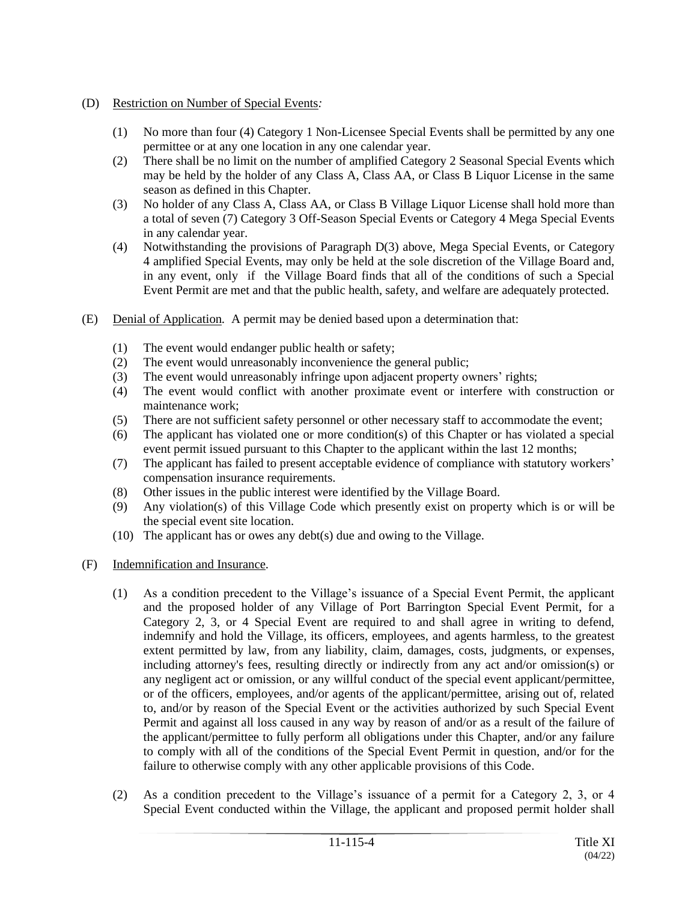(D) Restriction on Number of Special Events*:*

(1) No more than four (4) Category 1 Non-Licensee Special Events shall be permitted by any one permittee or at any one location in any one calendar year.
(2) There shall be no limit on the number of amplified Category 2 Seasonal Special Events which may be held by the holder of any Class A, Class AA, or Class B Liquor License in the same season as defined in this Chapter.
(3) No holder of any Class A, Class AA, or Class B Village Liquor License shall hold more than a total of seven (7) Category 3 Off-Season Special Events or Category 4 Mega Special Events in any calendar year.
(4) Notwithstanding the provisions of Paragraph D(3) above, Mega Special Events, or Category 4 amplified Special Events, may only be held at the sole discretion of the Village Board and, in any event, only if the Village Board finds that all of the conditions of such a Special Event Permit are met and that the public health, safety, and welfare are adequately protected.

(E) Denial of Application*.* A permit may be denied based upon a determination that:

(1) The event would endanger public health or safety;
(2) The event would unreasonably inconvenience the general public;
(3) The event would unreasonably infringe upon adjacent property owners' rights;
(4) The event would conflict with another proximate event or interfere with construction or maintenance work;
(5) There are not sufficient safety personnel or other necessary staff to accommodate the event;
(6) The applicant has violated one or more condition(s) of this Chapter or has violated a special event permit issued pursuant to this Chapter to the applicant within the last 12 months;
(7) The applicant has failed to present acceptable evidence of compliance with statutory workers' compensation insurance requirements.
(8) Other issues in the public interest were identified by the Village Board.
(9) Any violation(s) of this Village Code which presently exist on property which is or will be the special event site location.
(10) The applicant has or owes any debt(s) due and owing to the Village.

(F) Indemnification and Insurance*.*

(1) As a condition precedent to the Village's issuance of a Special Event Permit, the applicant and the proposed holder of any Village of Port Barrington Special Event Permit, for a Category 2, 3, or 4 Special Event are required to and shall agree in writing to defend, indemnify and hold the Village, its officers, employees, and agents harmless, to the greatest extent permitted by law, from any liability, claim, damages, costs, judgments, or expenses, including attorney's fees, resulting directly or indirectly from any act and/or omission(s) or any negligent act or omission, or any willful conduct of the special event applicant/permittee, or of the officers, employees, and/or agents of the applicant/permittee, arising out of, related to, and/or by reason of the Special Event or the activities authorized by such Special Event Permit and against all loss caused in any way by reason of and/or as a result of the failure of the applicant/permittee to fully perform all obligations under this Chapter, and/or any failure to comply with all of the conditions of the Special Event Permit in question, and/or for the failure to otherwise comply with any other applicable provisions of this Code.

(2) As a condition precedent to the Village's issuance of a permit for a Category 2, 3, or 4 Special Event conducted within the Village, the applicant and proposed permit holder shall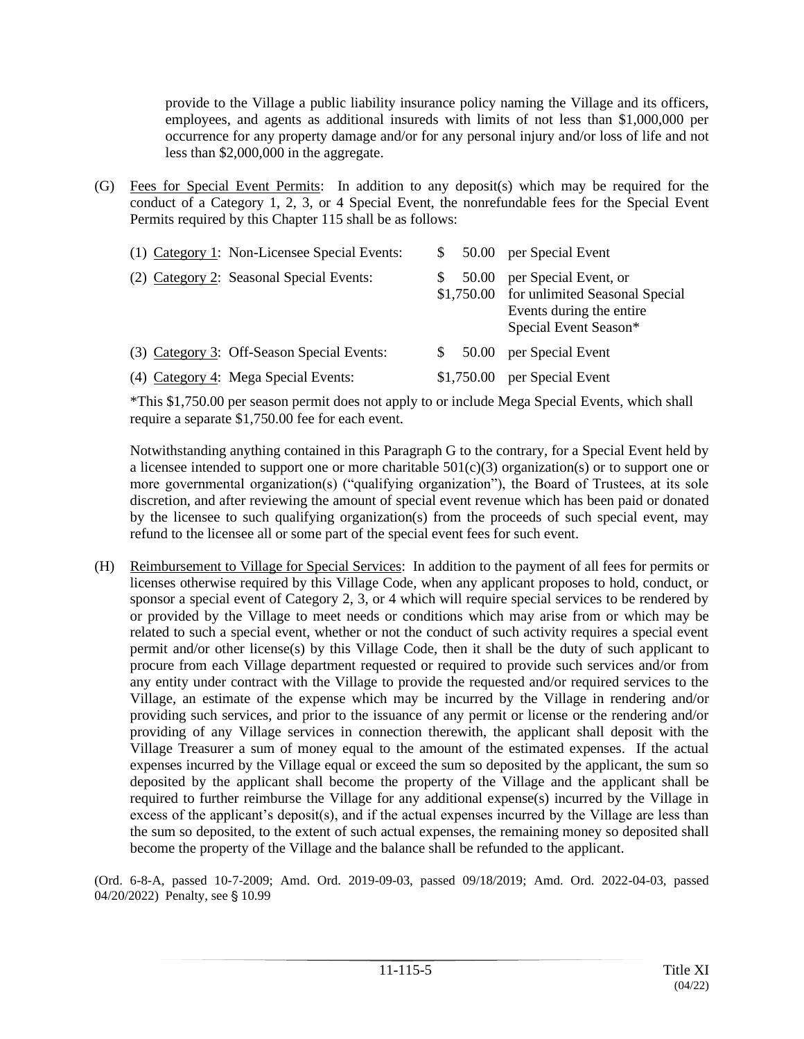provide to the Village a public liability insurance policy naming the Village and its officers, employees, and agents as additional insureds with limits of not less than $1,000,000 per occurrence for any property damage and/or for any personal injury and/or loss of life and not less than $2,000,000 in the aggregate.

(G) Fees for Special Event Permits: In addition to any deposit(s) which may be required for the conduct of a Category 1, 2, 3, or 4 Special Event, the nonrefundable fees for the Special Event Permits required by this Chapter 115 shall be as follows:

| | | |
|---|---|---|
| (1) Category 1: Non-Licensee Special Events: | $ 50.00 | per Special Event |
| (2) Category 2: Seasonal Special Events: | $ 50.00<br>$1,750.00 | per Special Event, or<br>for unlimited Seasonal Special Events during the entire Special Event Season* |
| (3) Category 3: Off-Season Special Events: | $ 50.00 | per Special Event |
| (4) Category 4: Mega Special Events: | $1,750.00 | per Special Event |

*This $1,750.00 per season permit does not apply to or include Mega Special Events, which shall require a separate $1,750.00 fee for each event.

Notwithstanding anything contained in this Paragraph G to the contrary, for a Special Event held by a licensee intended to support one or more charitable 501(c)(3) organization(s) or to support one or more governmental organization(s) ("qualifying organization"), the Board of Trustees, at its sole discretion, and after reviewing the amount of special event revenue which has been paid or donated by the licensee to such qualifying organization(s) from the proceeds of such special event, may refund to the licensee all or some part of the special event fees for such event.

(H) Reimbursement to Village for Special Services: In addition to the payment of all fees for permits or licenses otherwise required by this Village Code, when any applicant proposes to hold, conduct, or sponsor a special event of Category 2, 3, or 4 which will require special services to be rendered by or provided by the Village to meet needs or conditions which may arise from or which may be related to such a special event, whether or not the conduct of such activity requires a special event permit and/or other license(s) by this Village Code, then it shall be the duty of such applicant to procure from each Village department requested or required to provide such services and/or from any entity under contract with the Village to provide the requested and/or required services to the Village, an estimate of the expense which may be incurred by the Village in rendering and/or providing such services, and prior to the issuance of any permit or license or the rendering and/or providing of any Village services in connection therewith, the applicant shall deposit with the Village Treasurer a sum of money equal to the amount of the estimated expenses. If the actual expenses incurred by the Village equal or exceed the sum so deposited by the applicant, the sum so deposited by the applicant shall become the property of the Village and the applicant shall be required to further reimburse the Village for any additional expense(s) incurred by the Village in excess of the applicant's deposit(s), and if the actual expenses incurred by the Village are less than the sum so deposited, to the extent of such actual expenses, the remaining money so deposited shall become the property of the Village and the balance shall be refunded to the applicant.

(Ord. 6-8-A, passed 10-7-2009; Amd. Ord. 2019-09-03, passed 09/18/2019; Amd. Ord. 2022-04-03, passed 04/20/2022) Penalty, see § 10.99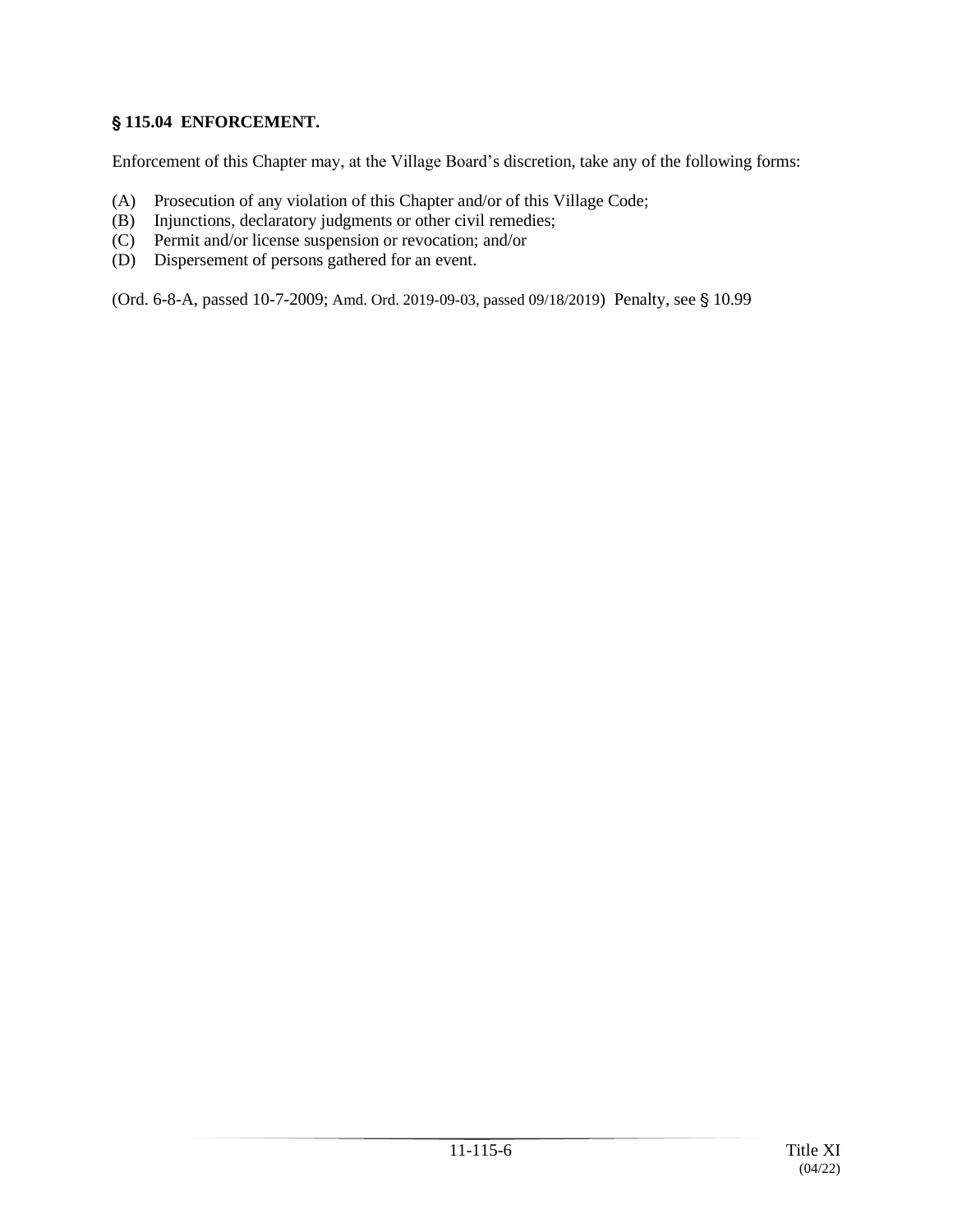**§ 115.04 ENFORCEMENT.**

Enforcement of this Chapter may, at the Village Board's discretion, take any of the following forms:

(A) Prosecution of any violation of this Chapter and/or of this Village Code;
(B) Injunctions, declaratory judgments or other civil remedies;
(C) Permit and/or license suspension or revocation; and/or
(D) Dispersement of persons gathered for an event.

(Ord. 6-8-A, passed 10-7-2009; Amd. Ord. 2019-09-03, passed 09/18/2019) Penalty, see § 10.99